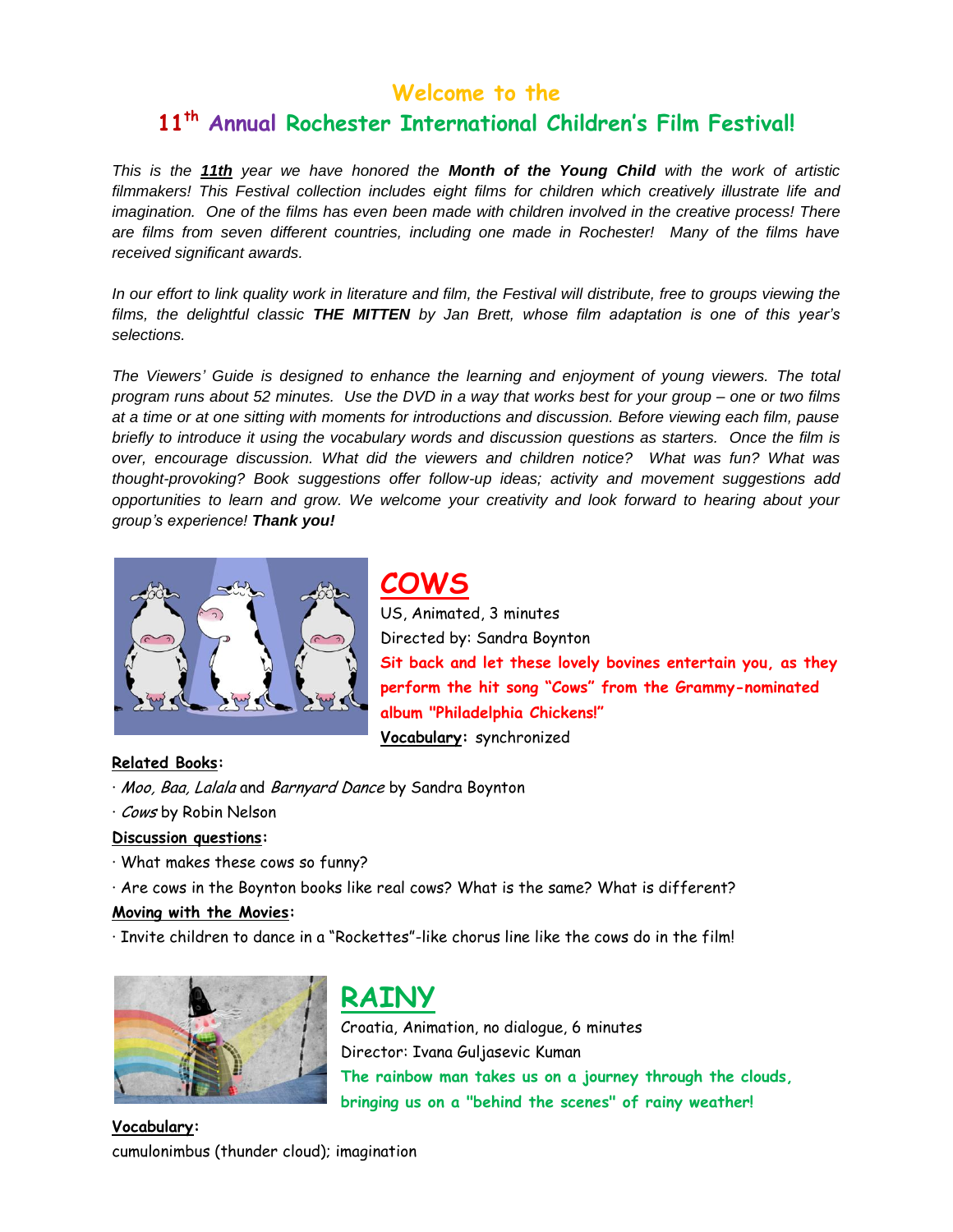# Welcome to the

# 11th Annual Rochester International Children's Film Festival!

*This is the **11th** year we have honored the **Month of the Young Child** with the work of artistic filmmakers! This Festival collection includes eight films for children which creatively illustrate life and imagination. One of the films has even been made with children involved in the creative process! There are films from seven different countries, including one made in Rochester! Many of the films have received significant awards.*

*In our effort to link quality work in literature and film, the Festival will distribute, free to groups viewing the films, the delightful classic **THE MITTEN** by Jan Brett, whose film adaptation is one of this year's selections.*

*The Viewers' Guide is designed to enhance the learning and enjoyment of young viewers. The total program runs about 52 minutes. Use the DVD in a way that works best for your group – one or two films at a time or at one sitting with moments for introductions and discussion. Before viewing each film, pause briefly to introduce it using the vocabulary words and discussion questions as starters. Once the film is over, encourage discussion. What did the viewers and children notice? What was fun? What was thought-provoking? Book suggestions offer follow-up ideas; activity and movement suggestions add opportunities to learn and grow. We welcome your creativity and look forward to hearing about your group's experience! **Thank you!***

## COWS

US, Animated, 3 minutes

Directed by: Sandra Boynton

**Sit back and let these lovely bovines entertain you, as they perform the hit song "Cows" from the Grammy-nominated album "Philadelphia Chickens!"**

**Vocabulary:** synchronized

**Related Books:**

· *Moo, Baa, Lalala* and *Barnyard Dance* by Sandra Boynton

· *Cows* by Robin Nelson

**Discussion questions:**

· What makes these cows so funny?

· Are cows in the Boynton books like real cows? What is the same? What is different?

**Moving with the Movies:**

· Invite children to dance in a "Rockettes"-like chorus line like the cows do in the film!

## RAINY

Croatia, Animation, no dialogue, 6 minutes

Director: Ivana Guljasevic Kuman

**The rainbow man takes us on a journey through the clouds, bringing us on a "behind the scenes" of rainy weather!**

**Vocabulary:**

cumulonimbus (thunder cloud); imagination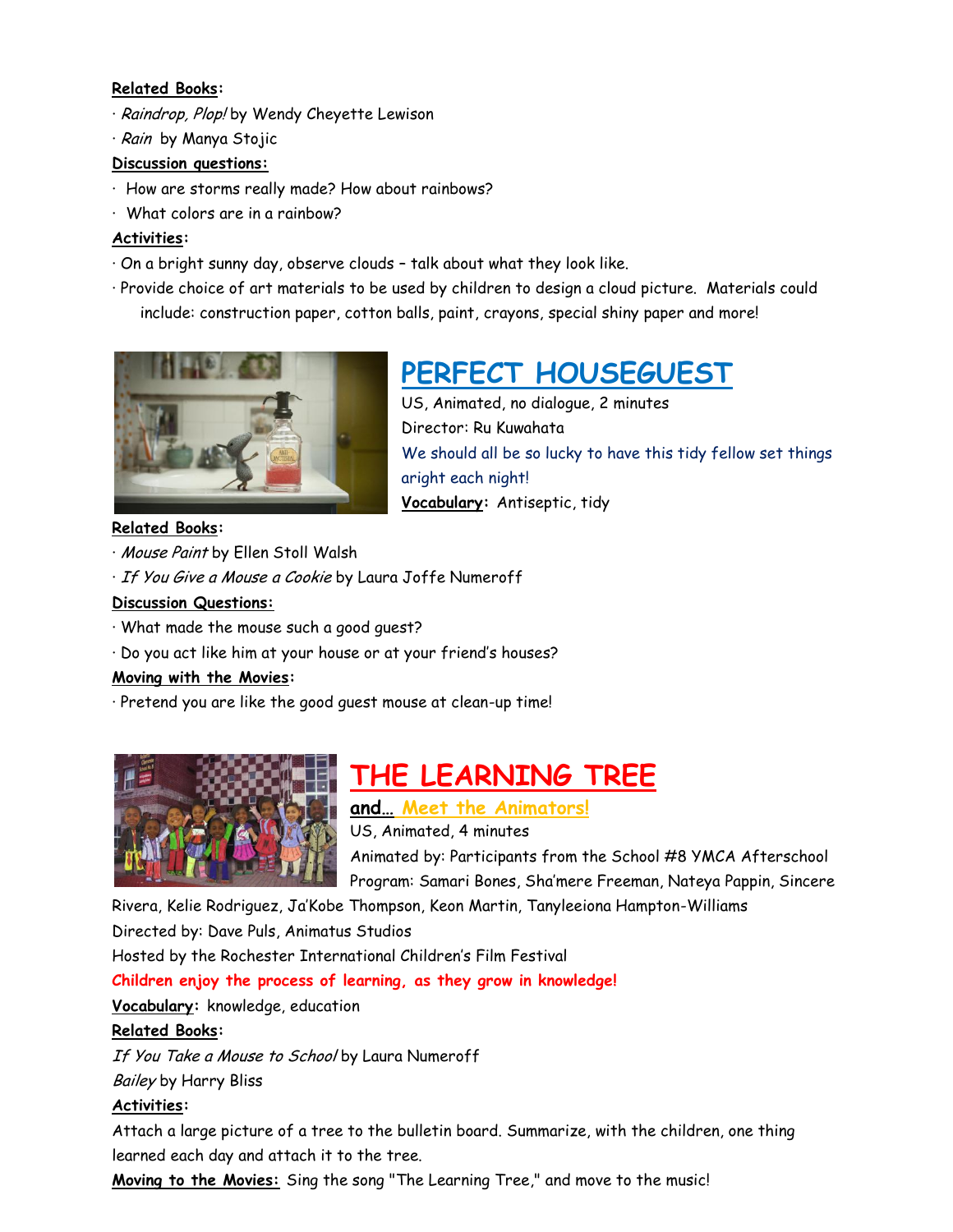**Related Books:**

- *Raindrop, Plop!* by Wendy Cheyette Lewison
- *Rain* by Manya Stojic

**Discussion questions:**

- How are storms really made? How about rainbows?
- What colors are in a rainbow?

**Activities:**

- On a bright sunny day, observe clouds – talk about what they look like.
- Provide choice of art materials to be used by children to design a cloud picture. Materials could include: construction paper, cotton balls, paint, crayons, special shiny paper and more!

## PERFECT HOUSEGUEST

US, Animated, no dialogue, 2 minutes

Director: Ru Kuwahata

We should all be so lucky to have this tidy fellow set things aright each night!

**Vocabulary:** Antiseptic, tidy

**Related Books:**

- *Mouse Paint* by Ellen Stoll Walsh
- *If You Give a Mouse a Cookie* by Laura Joffe Numeroff

**Discussion Questions:**

- What made the mouse such a good guest?
- Do you act like him at your house or at your friend's houses?

**Moving with the Movies:**

- Pretend you are like the good guest mouse at clean-up time!

## THE LEARNING TREE

**and… Meet the Animators!**

US, Animated, 4 minutes

Animated by: Participants from the School #8 YMCA Afterschool Program: Samari Bones, Sha'mere Freeman, Nateya Pappin, Sincere Rivera, Kelie Rodriguez, Ja'Kobe Thompson, Keon Martin, Tanyleeiona Hampton-Williams

Directed by: Dave Puls, Animatus Studios

Hosted by the Rochester International Children's Film Festival

**Children enjoy the process of learning, as they grow in knowledge!**

**Vocabulary:** knowledge, education

**Related Books:**

*If You Take a Mouse to School* by Laura Numeroff

*Bailey* by Harry Bliss

**Activities:**

Attach a large picture of a tree to the bulletin board. Summarize, with the children, one thing learned each day and attach it to the tree.

**Moving to the Movies:** Sing the song "The Learning Tree," and move to the music!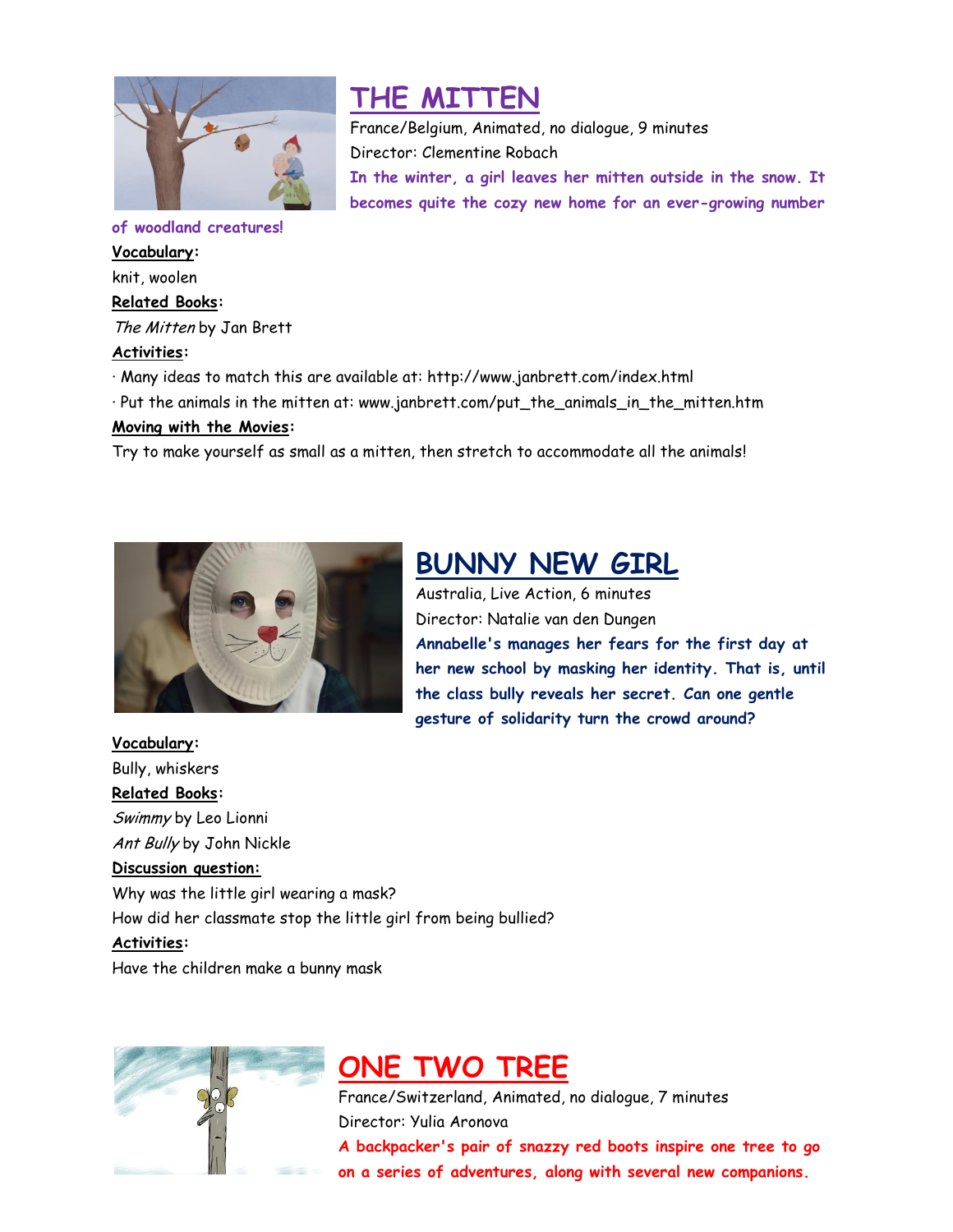## THE MITTEN

France/Belgium, Animated, no dialogue, 9 minutes

Director: Clementine Robach

**In the winter, a girl leaves her mitten outside in the snow. It becomes quite the cozy new home for an ever-growing number of woodland creatures!**

**Vocabulary:**

knit, woolen

**Related Books:**

*The Mitten* by Jan Brett

**Activities:**

· Many ideas to match this are available at: http://www.janbrett.com/index.html

· Put the animals in the mitten at: www.janbrett.com/put_the_animals_in_the_mitten.htm

**Moving with the Movies:**

Try to make yourself as small as a mitten, then stretch to accommodate all the animals!

## BUNNY NEW GIRL

Australia, Live Action, 6 minutes

Director: Natalie van den Dungen

**Annabelle's manages her fears for the first day at her new school by masking her identity. That is, until the class bully reveals her secret. Can one gentle gesture of solidarity turn the crowd around?**

**Vocabulary:**

Bully, whiskers

**Related Books:**

*Swimmy* by Leo Lionni

*Ant Bully* by John Nickle

**Discussion question:**

Why was the little girl wearing a mask?

How did her classmate stop the little girl from being bullied?

**Activities:**

Have the children make a bunny mask

## ONE TWO TREE

France/Switzerland, Animated, no dialogue, 7 minutes

Director: Yulia Aronova

**A backpacker's pair of snazzy red boots inspire one tree to go on a series of adventures, along with several new companions.**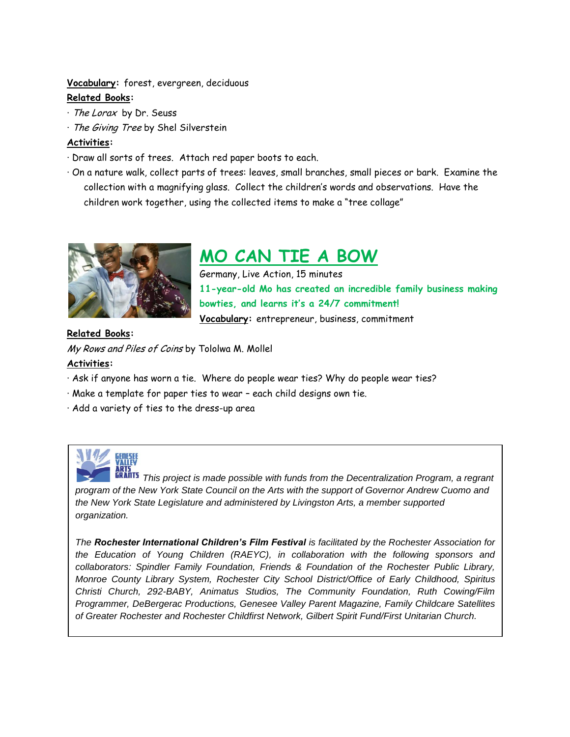**Vocabulary:** forest, evergreen, deciduous

**Related Books:**

- *The Lorax* by Dr. Seuss
- *The Giving Tree* by Shel Silverstein

**Activities:**

- Draw all sorts of trees. Attach red paper boots to each.
- On a nature walk, collect parts of trees: leaves, small branches, small pieces or bark. Examine the collection with a magnifying glass. Collect the children's words and observations. Have the children work together, using the collected items to make a "tree collage"

## MO CAN TIE A BOW

Germany, Live Action, 15 minutes

**11-year-old Mo has created an incredible family business making bowties, and learns it's a 24/7 commitment!**

**Vocabulary:** entrepreneur, business, commitment

**Related Books:**

*My Rows and Piles of Coins* by Tololwa M. Mollel

**Activities:**

- Ask if anyone has worn a tie. Where do people wear ties? Why do people wear ties?
- Make a template for paper ties to wear – each child designs own tie.
- Add a variety of ties to the dress-up area

GENESEE VALLEY ARTS GRANTS *This project is made possible with funds from the Decentralization Program, a regrant program of the New York State Council on the Arts with the support of Governor Andrew Cuomo and the New York State Legislature and administered by Livingston Arts, a member supported organization.*

*The **Rochester International Children's Film Festival** is facilitated by the Rochester Association for the Education of Young Children (RAEYC), in collaboration with the following sponsors and collaborators: Spindler Family Foundation, Friends & Foundation of the Rochester Public Library, Monroe County Library System, Rochester City School District/Office of Early Childhood, Spiritus Christi Church, 292-BABY, Animatus Studios, The Community Foundation, Ruth Cowing/Film Programmer, DeBergerac Productions, Genesee Valley Parent Magazine, Family Childcare Satellites of Greater Rochester and Rochester Childfirst Network, Gilbert Spirit Fund/First Unitarian Church.*